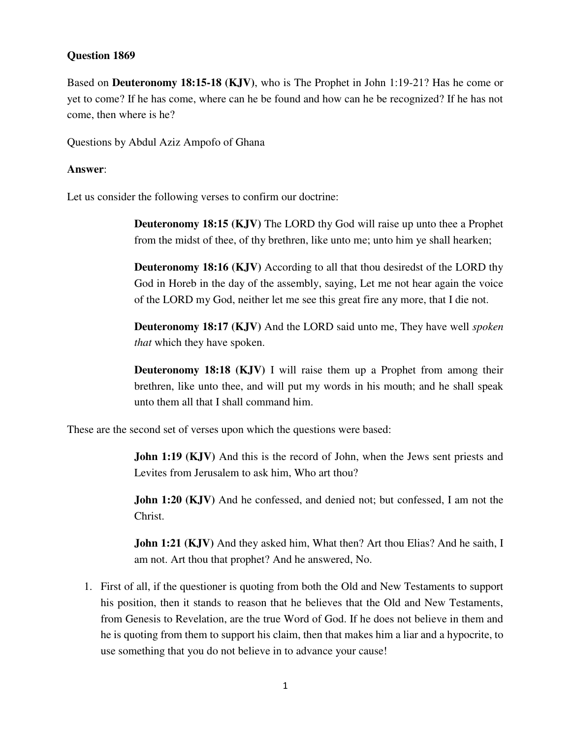**Question 1869**

Based on **Deuteronomy 18:15-18 (KJV)**, who is The Prophet in John 1:19-21? Has he come or yet to come? If he has come, where can he be found and how can he be recognized? If he has not come, then where is he?

Questions by Abdul Aziz Ampofo of Ghana

**Answer**:

Let us consider the following verses to confirm our doctrine:

> **Deuteronomy 18:15 (KJV)** The LORD thy God will raise up unto thee a Prophet from the midst of thee, of thy brethren, like unto me; unto him ye shall hearken;
>
> **Deuteronomy 18:16 (KJV)** According to all that thou desiredst of the LORD thy God in Horeb in the day of the assembly, saying, Let me not hear again the voice of the LORD my God, neither let me see this great fire any more, that I die not.
>
> **Deuteronomy 18:17 (KJV)** And the LORD said unto me, They have well *spoken that* which they have spoken.
>
> **Deuteronomy 18:18 (KJV)** I will raise them up a Prophet from among their brethren, like unto thee, and will put my words in his mouth; and he shall speak unto them all that I shall command him.

These are the second set of verses upon which the questions were based:

> **John 1:19 (KJV)** And this is the record of John, when the Jews sent priests and Levites from Jerusalem to ask him, Who art thou?
>
> **John 1:20 (KJV)** And he confessed, and denied not; but confessed, I am not the Christ.
>
> **John 1:21 (KJV)** And they asked him, What then? Art thou Elias? And he saith, I am not. Art thou that prophet? And he answered, No.

1. First of all, if the questioner is quoting from both the Old and New Testaments to support his position, then it stands to reason that he believes that the Old and New Testaments, from Genesis to Revelation, are the true Word of God. If he does not believe in them and he is quoting from them to support his claim, then that makes him a liar and a hypocrite, to use something that you do not believe in to advance your cause!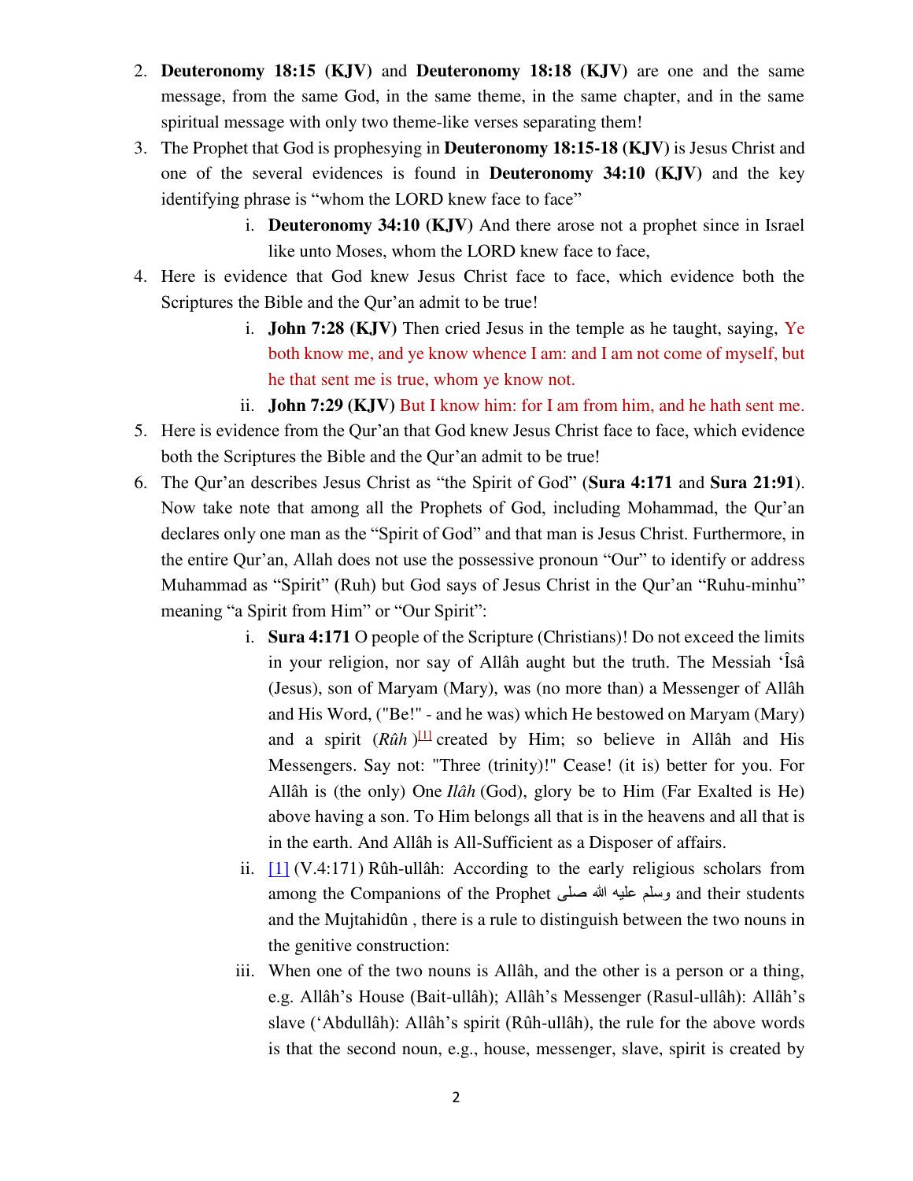2. **Deuteronomy 18:15 (KJV)** and **Deuteronomy 18:18 (KJV)** are one and the same message, from the same God, in the same theme, in the same chapter, and in the same spiritual message with only two theme-like verses separating them!
3. The Prophet that God is prophesying in **Deuteronomy 18:15-18 (KJV)** is Jesus Christ and one of the several evidences is found in **Deuteronomy 34:10 (KJV)** and the key identifying phrase is "whom the LORD knew face to face"
   i. **Deuteronomy 34:10 (KJV)** And there arose not a prophet since in Israel like unto Moses, whom the LORD knew face to face,
4. Here is evidence that God knew Jesus Christ face to face, which evidence both the Scriptures the Bible and the Qur'an admit to be true!
   i. **John 7:28 (KJV)** Then cried Jesus in the temple as he taught, saying, Ye both know me, and ye know whence I am: and I am not come of myself, but he that sent me is true, whom ye know not.
   ii. **John 7:29 (KJV)** But I know him: for I am from him, and he hath sent me.
5. Here is evidence from the Qur'an that God knew Jesus Christ face to face, which evidence both the Scriptures the Bible and the Qur'an admit to be true!
6. The Qur'an describes Jesus Christ as "the Spirit of God" (**Sura 4:171** and **Sura 21:91**). Now take note that among all the Prophets of God, including Mohammad, the Qur'an declares only one man as the "Spirit of God" and that man is Jesus Christ. Furthermore, in the entire Qur'an, Allah does not use the possessive pronoun "Our" to identify or address Muhammad as "Spirit" (Ruh) but God says of Jesus Christ in the Qur'an "Ruhu-minhu" meaning "a Spirit from Him" or "Our Spirit":
   i. **Sura 4:171** O people of the Scripture (Christians)! Do not exceed the limits in your religion, nor say of Allâh aught but the truth. The Messiah 'Îsâ (Jesus), son of Maryam (Mary), was (no more than) a Messenger of Allâh and His Word, ("Be!" - and he was) which He bestowed on Maryam (Mary) and a spirit (*Rûh* )[1] created by Him; so believe in Allâh and His Messengers. Say not: "Three (trinity)!" Cease! (it is) better for you. For Allâh is (the only) One *Ilâh* (God), glory be to Him (Far Exalted is He) above having a son. To Him belongs all that is in the heavens and all that is in the earth. And Allâh is All-Sufficient as a Disposer of affairs.
   ii. [1] (V.4:171) Rûh-ullâh: According to the early religious scholars from among the Companions of the Prophet صلى الله عليه وسلم and their students and the Mujtahidûn , there is a rule to distinguish between the two nouns in the genitive construction:
   iii. When one of the two nouns is Allâh, and the other is a person or a thing, e.g. Allâh's House (Bait-ullâh); Allâh's Messenger (Rasul-ullâh): Allâh's slave ('Abdullâh): Allâh's spirit (Rûh-ullâh), the rule for the above words is that the second noun, e.g., house, messenger, slave, spirit is created by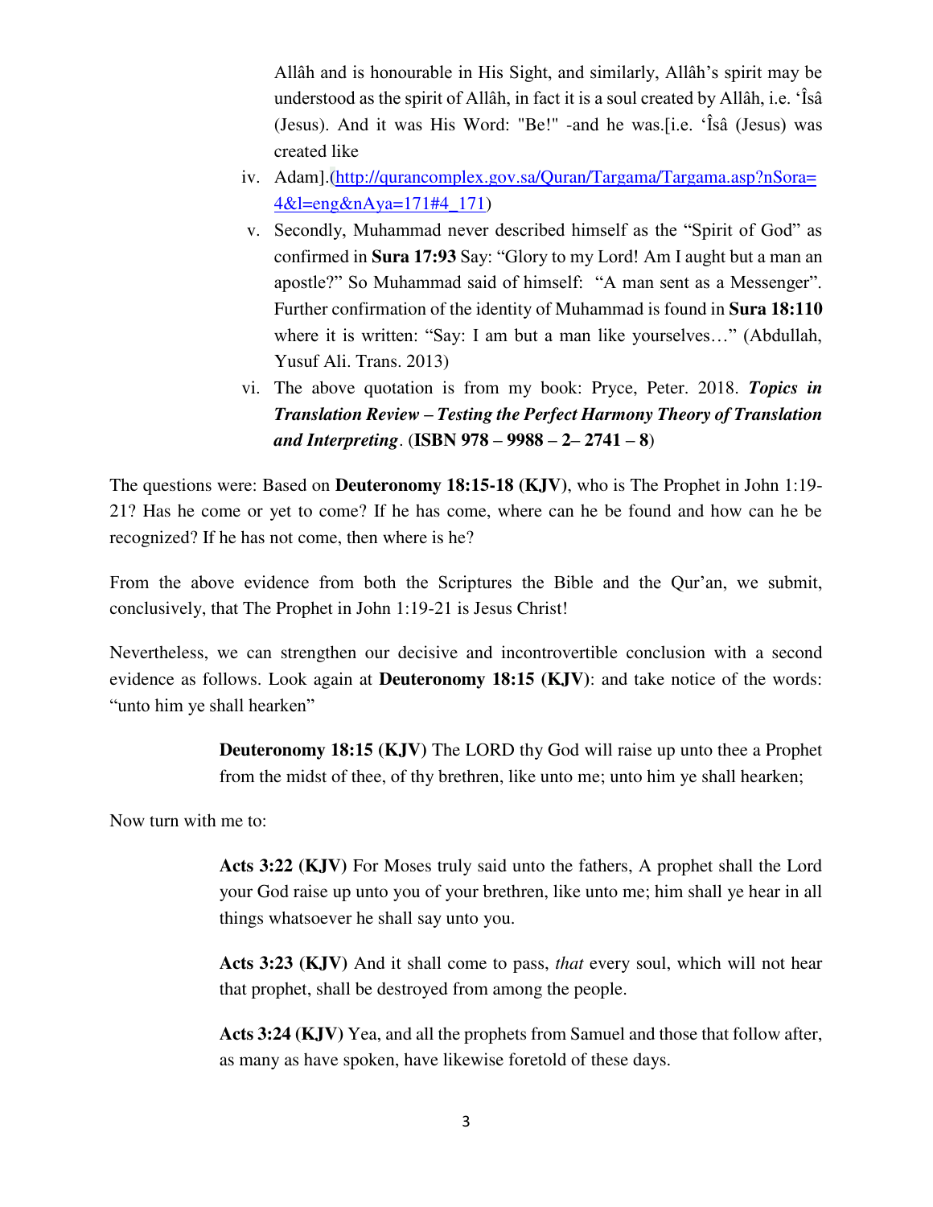Allâh and is honourable in His Sight, and similarly, Allâh's spirit may be understood as the spirit of Allâh, in fact it is a soul created by Allâh, i.e. 'Îsâ (Jesus). And it was His Word: "Be!" -and he was.[i.e. 'Îsâ (Jesus) was created like

iv. Adam].(http://qurancomplex.gov.sa/Quran/Targama/Targama.asp?nSora=4&l=eng&nAya=171#4_171)

v. Secondly, Muhammad never described himself as the "Spirit of God" as confirmed in **Sura 17:93** Say: "Glory to my Lord! Am I aught but a man an apostle?" So Muhammad said of himself: "A man sent as a Messenger". Further confirmation of the identity of Muhammad is found in **Sura 18:110** where it is written: "Say: I am but a man like yourselves…" (Abdullah, Yusuf Ali. Trans. 2013)

vi. The above quotation is from my book: Pryce, Peter. 2018. ***Topics in Translation Review – Testing the Perfect Harmony Theory of Translation and Interpreting***. (**ISBN 978 – 9988 – 2– 2741 – 8**)

The questions were: Based on **Deuteronomy 18:15-18 (KJV)**, who is The Prophet in John 1:19-21? Has he come or yet to come? If he has come, where can he be found and how can he be recognized? If he has not come, then where is he?

From the above evidence from both the Scriptures the Bible and the Qur'an, we submit, conclusively, that The Prophet in John 1:19-21 is Jesus Christ!

Nevertheless, we can strengthen our decisive and incontrovertible conclusion with a second evidence as follows. Look again at **Deuteronomy 18:15 (KJV)**: and take notice of the words: "unto him ye shall hearken"

> **Deuteronomy 18:15 (KJV)** The LORD thy God will raise up unto thee a Prophet from the midst of thee, of thy brethren, like unto me; unto him ye shall hearken;

Now turn with me to:

> **Acts 3:22 (KJV)** For Moses truly said unto the fathers, A prophet shall the Lord your God raise up unto you of your brethren, like unto me; him shall ye hear in all things whatsoever he shall say unto you.
>
> **Acts 3:23 (KJV)** And it shall come to pass, *that* every soul, which will not hear that prophet, shall be destroyed from among the people.
>
> **Acts 3:24 (KJV)** Yea, and all the prophets from Samuel and those that follow after, as many as have spoken, have likewise foretold of these days.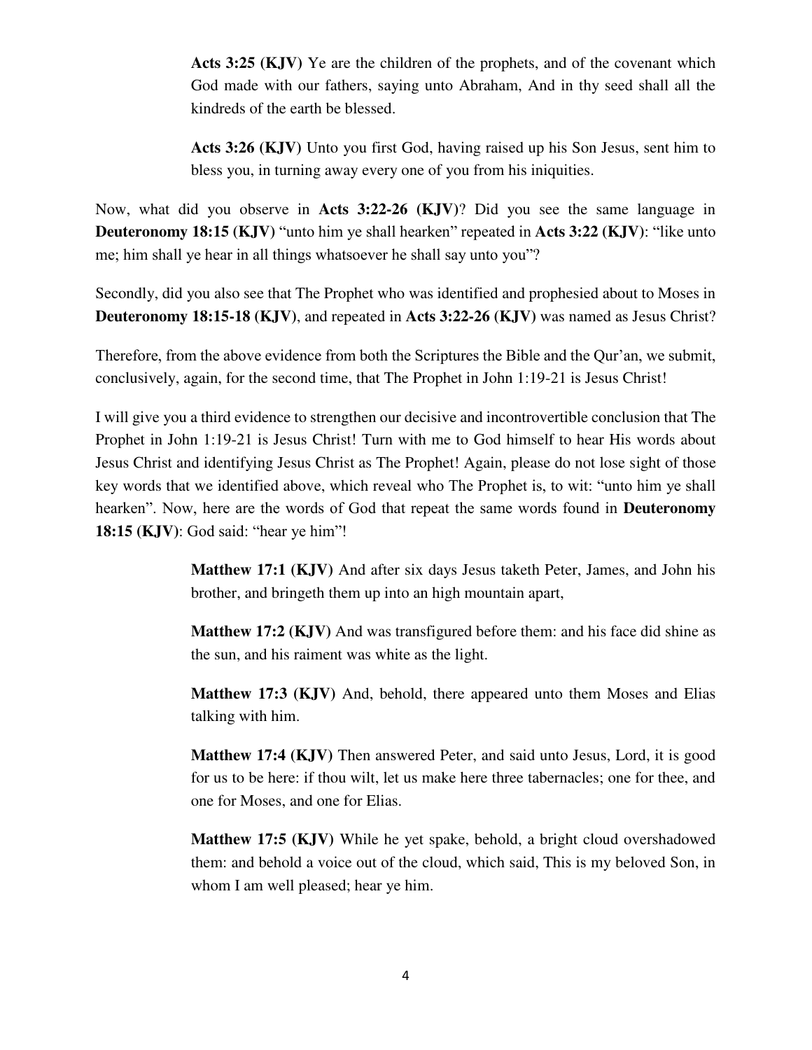> **Acts 3:25 (KJV)** Ye are the children of the prophets, and of the covenant which God made with our fathers, saying unto Abraham, And in thy seed shall all the kindreds of the earth be blessed.
>
> **Acts 3:26 (KJV)** Unto you first God, having raised up his Son Jesus, sent him to bless you, in turning away every one of you from his iniquities.

Now, what did you observe in **Acts 3:22-26 (KJV)**? Did you see the same language in **Deuteronomy 18:15 (KJV)** "unto him ye shall hearken" repeated in **Acts 3:22 (KJV)**: "like unto me; him shall ye hear in all things whatsoever he shall say unto you"?

Secondly, did you also see that The Prophet who was identified and prophesied about to Moses in **Deuteronomy 18:15-18 (KJV)**, and repeated in **Acts 3:22-26 (KJV)** was named as Jesus Christ?

Therefore, from the above evidence from both the Scriptures the Bible and the Qur'an, we submit, conclusively, again, for the second time, that The Prophet in John 1:19-21 is Jesus Christ!

I will give you a third evidence to strengthen our decisive and incontrovertible conclusion that The Prophet in John 1:19-21 is Jesus Christ! Turn with me to God himself to hear His words about Jesus Christ and identifying Jesus Christ as The Prophet! Again, please do not lose sight of those key words that we identified above, which reveal who The Prophet is, to wit: "unto him ye shall hearken". Now, here are the words of God that repeat the same words found in **Deuteronomy 18:15 (KJV)**: God said: "hear ye him"!

> **Matthew 17:1 (KJV)** And after six days Jesus taketh Peter, James, and John his brother, and bringeth them up into an high mountain apart,
>
> **Matthew 17:2 (KJV)** And was transfigured before them: and his face did shine as the sun, and his raiment was white as the light.
>
> **Matthew 17:3 (KJV)** And, behold, there appeared unto them Moses and Elias talking with him.
>
> **Matthew 17:4 (KJV)** Then answered Peter, and said unto Jesus, Lord, it is good for us to be here: if thou wilt, let us make here three tabernacles; one for thee, and one for Moses, and one for Elias.
>
> **Matthew 17:5 (KJV)** While he yet spake, behold, a bright cloud overshadowed them: and behold a voice out of the cloud, which said, This is my beloved Son, in whom I am well pleased; hear ye him.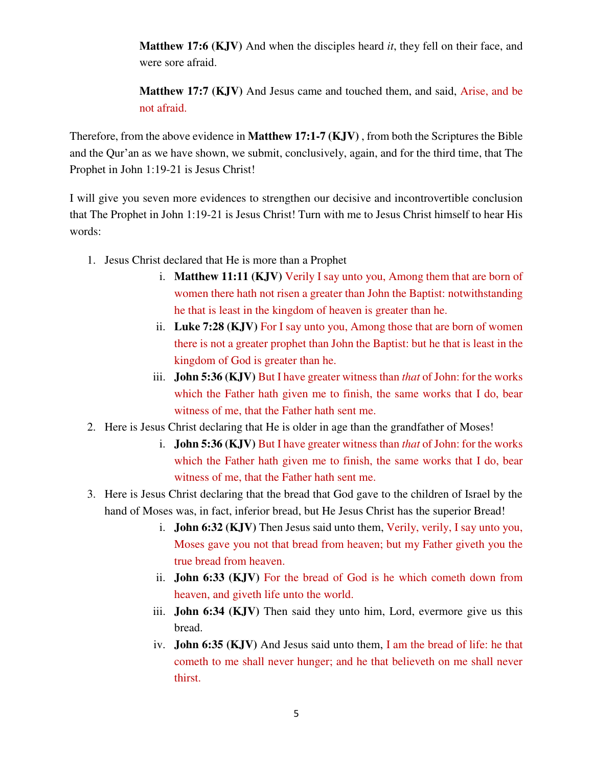**Matthew 17:6 (KJV)** And when the disciples heard *it*, they fell on their face, and were sore afraid.

**Matthew 17:7 (KJV)** And Jesus came and touched them, and said, Arise, and be not afraid.

Therefore, from the above evidence in **Matthew 17:1-7 (KJV)** , from both the Scriptures the Bible and the Qur'an as we have shown, we submit, conclusively, again, and for the third time, that The Prophet in John 1:19-21 is Jesus Christ!

I will give you seven more evidences to strengthen our decisive and incontrovertible conclusion that The Prophet in John 1:19-21 is Jesus Christ! Turn with me to Jesus Christ himself to hear His words:

1. Jesus Christ declared that He is more than a Prophet
   i. **Matthew 11:11 (KJV)** Verily I say unto you, Among them that are born of women there hath not risen a greater than John the Baptist: notwithstanding he that is least in the kingdom of heaven is greater than he.
   ii. **Luke 7:28 (KJV)** For I say unto you, Among those that are born of women there is not a greater prophet than John the Baptist: but he that is least in the kingdom of God is greater than he.
   iii. **John 5:36 (KJV)** But I have greater witness than *that* of John: for the works which the Father hath given me to finish, the same works that I do, bear witness of me, that the Father hath sent me.
2. Here is Jesus Christ declaring that He is older in age than the grandfather of Moses!
   i. **John 5:36 (KJV)** But I have greater witness than *that* of John: for the works which the Father hath given me to finish, the same works that I do, bear witness of me, that the Father hath sent me.
3. Here is Jesus Christ declaring that the bread that God gave to the children of Israel by the hand of Moses was, in fact, inferior bread, but He Jesus Christ has the superior Bread!
   i. **John 6:32 (KJV)** Then Jesus said unto them, Verily, verily, I say unto you, Moses gave you not that bread from heaven; but my Father giveth you the true bread from heaven.
   ii. **John 6:33 (KJV)** For the bread of God is he which cometh down from heaven, and giveth life unto the world.
   iii. **John 6:34 (KJV)** Then said they unto him, Lord, evermore give us this bread.
   iv. **John 6:35 (KJV)** And Jesus said unto them, I am the bread of life: he that cometh to me shall never hunger; and he that believeth on me shall never thirst.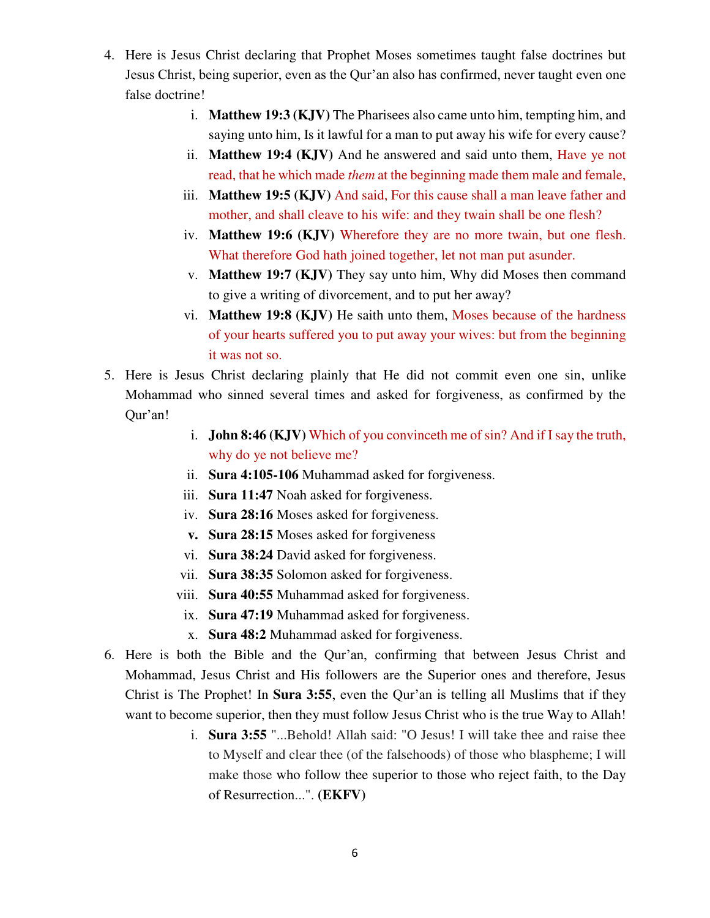4. Here is Jesus Christ declaring that Prophet Moses sometimes taught false doctrines but Jesus Christ, being superior, even as the Qur'an also has confirmed, never taught even one false doctrine!
   i. **Matthew 19:3 (KJV)** The Pharisees also came unto him, tempting him, and saying unto him, Is it lawful for a man to put away his wife for every cause?
   ii. **Matthew 19:4 (KJV)** And he answered and said unto them, Have ye not read, that he which made *them* at the beginning made them male and female,
   iii. **Matthew 19:5 (KJV)** And said, For this cause shall a man leave father and mother, and shall cleave to his wife: and they twain shall be one flesh?
   iv. **Matthew 19:6 (KJV)** Wherefore they are no more twain, but one flesh. What therefore God hath joined together, let not man put asunder.
   v. **Matthew 19:7 (KJV)** They say unto him, Why did Moses then command to give a writing of divorcement, and to put her away?
   vi. **Matthew 19:8 (KJV)** He saith unto them, Moses because of the hardness of your hearts suffered you to put away your wives: but from the beginning it was not so.
5. Here is Jesus Christ declaring plainly that He did not commit even one sin, unlike Mohammad who sinned several times and asked for forgiveness, as confirmed by the Qur'an!
   i. **John 8:46 (KJV)** Which of you convinceth me of sin? And if I say the truth, why do ye not believe me?
   ii. **Sura 4:105-106** Muhammad asked for forgiveness.
   iii. **Sura 11:47** Noah asked for forgiveness.
   iv. **Sura 28:16** Moses asked for forgiveness.
   **v.** **Sura 28:15** Moses asked for forgiveness
   vi. **Sura 38:24** David asked for forgiveness.
   vii. **Sura 38:35** Solomon asked for forgiveness.
   viii. **Sura 40:55** Muhammad asked for forgiveness.
   ix. **Sura 47:19** Muhammad asked for forgiveness.
   x. **Sura 48:2** Muhammad asked for forgiveness.
6. Here is both the Bible and the Qur'an, confirming that between Jesus Christ and Mohammad, Jesus Christ and His followers are the Superior ones and therefore, Jesus Christ is The Prophet! In **Sura 3:55**, even the Qur'an is telling all Muslims that if they want to become superior, then they must follow Jesus Christ who is the true Way to Allah!
   i. **Sura 3:55** "...Behold! Allah said: "O Jesus! I will take thee and raise thee to Myself and clear thee (of the falsehoods) of those who blaspheme; I will make those who follow thee superior to those who reject faith, to the Day of Resurrection...". **(EKFV)**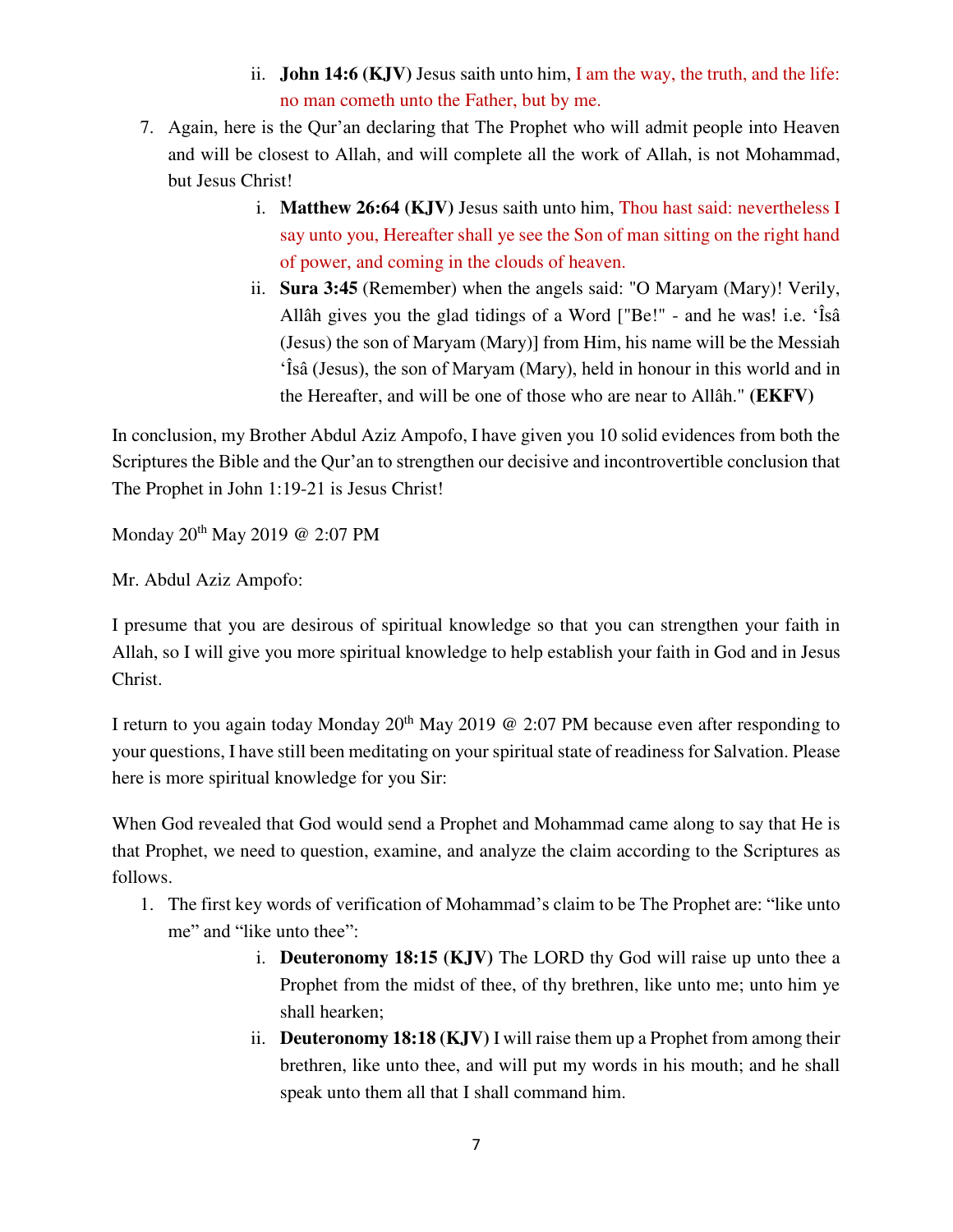ii. **John 14:6 (KJV)** Jesus saith unto him, I am the way, the truth, and the life: no man cometh unto the Father, but by me.

7. Again, here is the Qur'an declaring that The Prophet who will admit people into Heaven and will be closest to Allah, and will complete all the work of Allah, is not Mohammad, but Jesus Christ!

    i. **Matthew 26:64 (KJV)** Jesus saith unto him, Thou hast said: nevertheless I say unto you, Hereafter shall ye see the Son of man sitting on the right hand of power, and coming in the clouds of heaven.

    ii. **Sura 3:45** (Remember) when the angels said: "O Maryam (Mary)! Verily, Allâh gives you the glad tidings of a Word ["Be!" - and he was! i.e. 'Îsâ (Jesus) the son of Maryam (Mary)] from Him, his name will be the Messiah 'Îsâ (Jesus), the son of Maryam (Mary), held in honour in this world and in the Hereafter, and will be one of those who are near to Allâh." **(EKFV)**

In conclusion, my Brother Abdul Aziz Ampofo, I have given you 10 solid evidences from both the Scriptures the Bible and the Qur'an to strengthen our decisive and incontrovertible conclusion that The Prophet in John 1:19-21 is Jesus Christ!

Monday 20th May 2019 @ 2:07 PM

Mr. Abdul Aziz Ampofo:

I presume that you are desirous of spiritual knowledge so that you can strengthen your faith in Allah, so I will give you more spiritual knowledge to help establish your faith in God and in Jesus Christ.

I return to you again today Monday 20th May 2019 @ 2:07 PM because even after responding to your questions, I have still been meditating on your spiritual state of readiness for Salvation. Please here is more spiritual knowledge for you Sir:

When God revealed that God would send a Prophet and Mohammad came along to say that He is that Prophet, we need to question, examine, and analyze the claim according to the Scriptures as follows.

1. The first key words of verification of Mohammad's claim to be The Prophet are: "like unto me" and "like unto thee":

    i. **Deuteronomy 18:15 (KJV)** The LORD thy God will raise up unto thee a Prophet from the midst of thee, of thy brethren, like unto me; unto him ye shall hearken;

    ii. **Deuteronomy 18:18 (KJV)** I will raise them up a Prophet from among their brethren, like unto thee, and will put my words in his mouth; and he shall speak unto them all that I shall command him.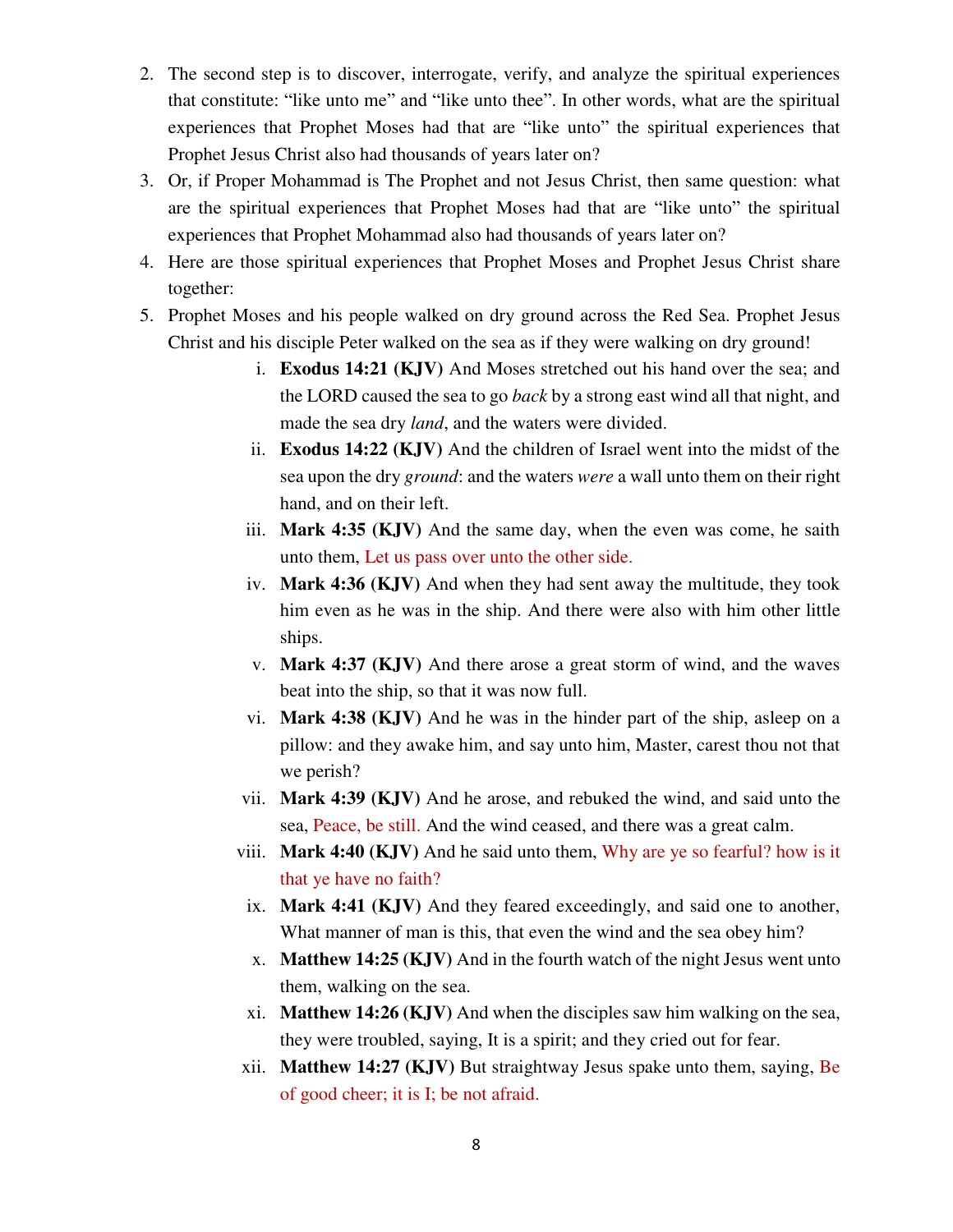2. The second step is to discover, interrogate, verify, and analyze the spiritual experiences that constitute: "like unto me" and "like unto thee". In other words, what are the spiritual experiences that Prophet Moses had that are "like unto" the spiritual experiences that Prophet Jesus Christ also had thousands of years later on?
3. Or, if Proper Mohammad is The Prophet and not Jesus Christ, then same question: what are the spiritual experiences that Prophet Moses had that are "like unto" the spiritual experiences that Prophet Mohammad also had thousands of years later on?
4. Here are those spiritual experiences that Prophet Moses and Prophet Jesus Christ share together:
5. Prophet Moses and his people walked on dry ground across the Red Sea. Prophet Jesus Christ and his disciple Peter walked on the sea as if they were walking on dry ground!
    i. **Exodus 14:21 (KJV)** And Moses stretched out his hand over the sea; and the LORD caused the sea to go *back* by a strong east wind all that night, and made the sea dry *land*, and the waters were divided.
    ii. **Exodus 14:22 (KJV)** And the children of Israel went into the midst of the sea upon the dry *ground*: and the waters *were* a wall unto them on their right hand, and on their left.
    iii. **Mark 4:35 (KJV)** And the same day, when the even was come, he saith unto them, Let us pass over unto the other side.
    iv. **Mark 4:36 (KJV)** And when they had sent away the multitude, they took him even as he was in the ship. And there were also with him other little ships.
    v. **Mark 4:37 (KJV)** And there arose a great storm of wind, and the waves beat into the ship, so that it was now full.
    vi. **Mark 4:38 (KJV)** And he was in the hinder part of the ship, asleep on a pillow: and they awake him, and say unto him, Master, carest thou not that we perish?
    vii. **Mark 4:39 (KJV)** And he arose, and rebuked the wind, and said unto the sea, Peace, be still. And the wind ceased, and there was a great calm.
    viii. **Mark 4:40 (KJV)** And he said unto them, Why are ye so fearful? how is it that ye have no faith?
    ix. **Mark 4:41 (KJV)** And they feared exceedingly, and said one to another, What manner of man is this, that even the wind and the sea obey him?
    x. **Matthew 14:25 (KJV)** And in the fourth watch of the night Jesus went unto them, walking on the sea.
    xi. **Matthew 14:26 (KJV)** And when the disciples saw him walking on the sea, they were troubled, saying, It is a spirit; and they cried out for fear.
    xii. **Matthew 14:27 (KJV)** But straightway Jesus spake unto them, saying, Be of good cheer; it is I; be not afraid.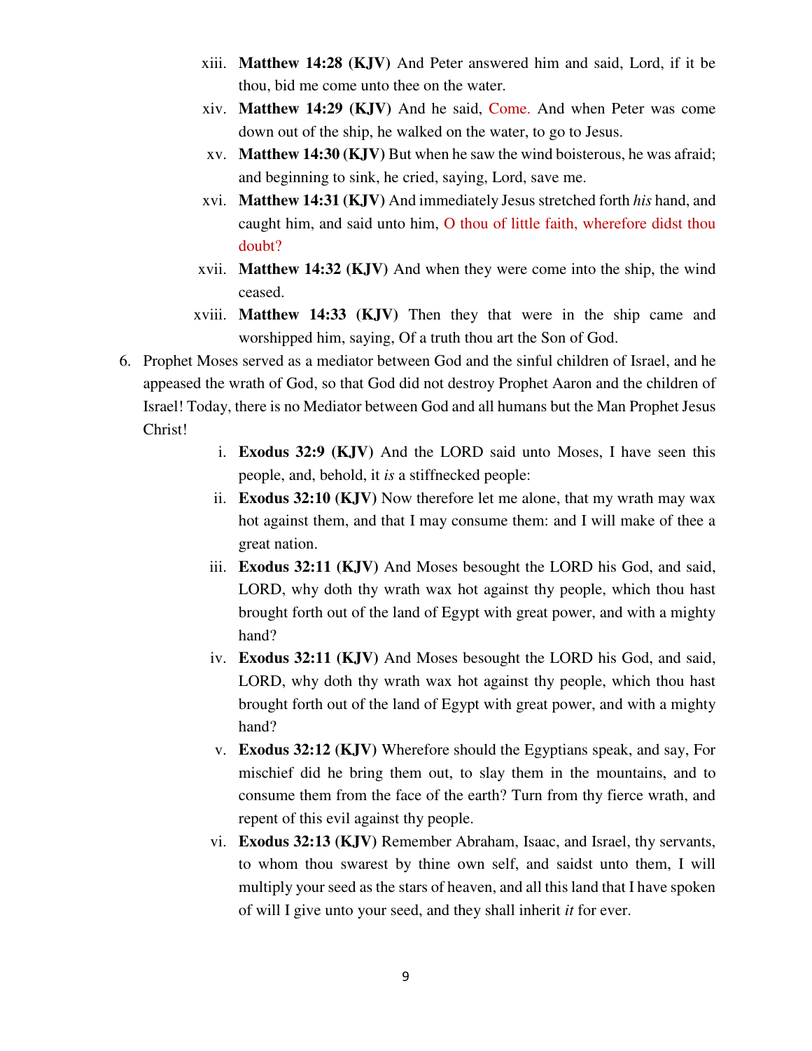xiii. **Matthew 14:28 (KJV)** And Peter answered him and said, Lord, if it be thou, bid me come unto thee on the water.

xiv. **Matthew 14:29 (KJV)** And he said, Come. And when Peter was come down out of the ship, he walked on the water, to go to Jesus.

xv. **Matthew 14:30 (KJV)** But when he saw the wind boisterous, he was afraid; and beginning to sink, he cried, saying, Lord, save me.

xvi. **Matthew 14:31 (KJV)** And immediately Jesus stretched forth *his* hand, and caught him, and said unto him, O thou of little faith, wherefore didst thou doubt?

xvii. **Matthew 14:32 (KJV)** And when they were come into the ship, the wind ceased.

xviii. **Matthew 14:33 (KJV)** Then they that were in the ship came and worshipped him, saying, Of a truth thou art the Son of God.

6. Prophet Moses served as a mediator between God and the sinful children of Israel, and he appeased the wrath of God, so that God did not destroy Prophet Aaron and the children of Israel! Today, there is no Mediator between God and all humans but the Man Prophet Jesus Christ!

   i. **Exodus 32:9 (KJV)** And the LORD said unto Moses, I have seen this people, and, behold, it *is* a stiffnecked people:

   ii. **Exodus 32:10 (KJV)** Now therefore let me alone, that my wrath may wax hot against them, and that I may consume them: and I will make of thee a great nation.

   iii. **Exodus 32:11 (KJV)** And Moses besought the LORD his God, and said, LORD, why doth thy wrath wax hot against thy people, which thou hast brought forth out of the land of Egypt with great power, and with a mighty hand?

   iv. **Exodus 32:11 (KJV)** And Moses besought the LORD his God, and said, LORD, why doth thy wrath wax hot against thy people, which thou hast brought forth out of the land of Egypt with great power, and with a mighty hand?

   v. **Exodus 32:12 (KJV)** Wherefore should the Egyptians speak, and say, For mischief did he bring them out, to slay them in the mountains, and to consume them from the face of the earth? Turn from thy fierce wrath, and repent of this evil against thy people.

   vi. **Exodus 32:13 (KJV)** Remember Abraham, Isaac, and Israel, thy servants, to whom thou swarest by thine own self, and saidst unto them, I will multiply your seed as the stars of heaven, and all this land that I have spoken of will I give unto your seed, and they shall inherit *it* for ever.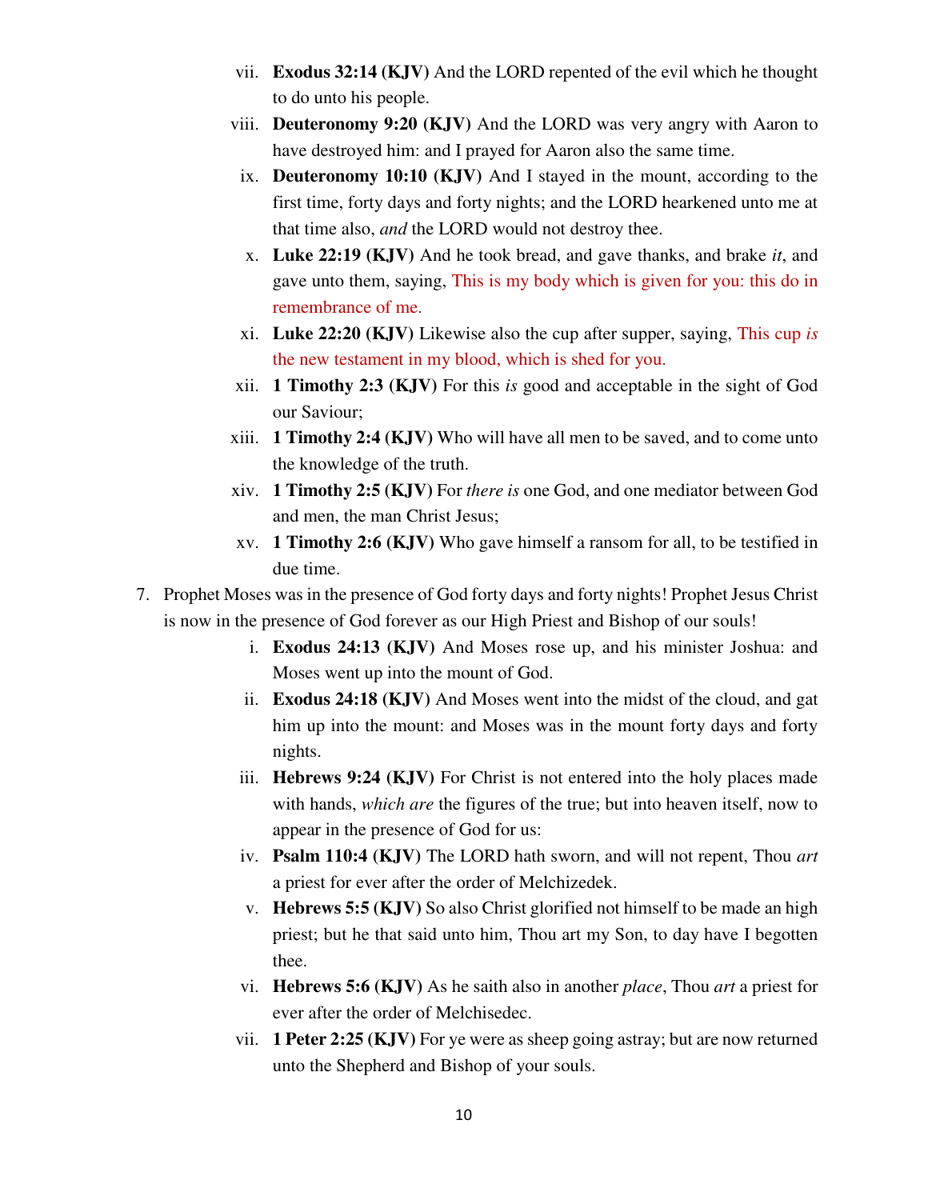vii. **Exodus 32:14 (KJV)** And the LORD repented of the evil which he thought to do unto his people.

viii. **Deuteronomy 9:20 (KJV)** And the LORD was very angry with Aaron to have destroyed him: and I prayed for Aaron also the same time.

ix. **Deuteronomy 10:10 (KJV)** And I stayed in the mount, according to the first time, forty days and forty nights; and the LORD hearkened unto me at that time also, *and* the LORD would not destroy thee.

x. **Luke 22:19 (KJV)** And he took bread, and gave thanks, and brake *it*, and gave unto them, saying, This is my body which is given for you: this do in remembrance of me.

xi. **Luke 22:20 (KJV)** Likewise also the cup after supper, saying, This cup *is* the new testament in my blood, which is shed for you.

xii. **1 Timothy 2:3 (KJV)** For this *is* good and acceptable in the sight of God our Saviour;

xiii. **1 Timothy 2:4 (KJV)** Who will have all men to be saved, and to come unto the knowledge of the truth.

xiv. **1 Timothy 2:5 (KJV)** For *there is* one God, and one mediator between God and men, the man Christ Jesus;

xv. **1 Timothy 2:6 (KJV)** Who gave himself a ransom for all, to be testified in due time.

7. Prophet Moses was in the presence of God forty days and forty nights! Prophet Jesus Christ is now in the presence of God forever as our High Priest and Bishop of our souls!

i. **Exodus 24:13 (KJV)** And Moses rose up, and his minister Joshua: and Moses went up into the mount of God.

ii. **Exodus 24:18 (KJV)** And Moses went into the midst of the cloud, and gat him up into the mount: and Moses was in the mount forty days and forty nights.

iii. **Hebrews 9:24 (KJV)** For Christ is not entered into the holy places made with hands, *which are* the figures of the true; but into heaven itself, now to appear in the presence of God for us:

iv. **Psalm 110:4 (KJV)** The LORD hath sworn, and will not repent, Thou *art* a priest for ever after the order of Melchizedek.

v. **Hebrews 5:5 (KJV)** So also Christ glorified not himself to be made an high priest; but he that said unto him, Thou art my Son, to day have I begotten thee.

vi. **Hebrews 5:6 (KJV)** As he saith also in another *place*, Thou *art* a priest for ever after the order of Melchisedec.

vii. **1 Peter 2:25 (KJV)** For ye were as sheep going astray; but are now returned unto the Shepherd and Bishop of your souls.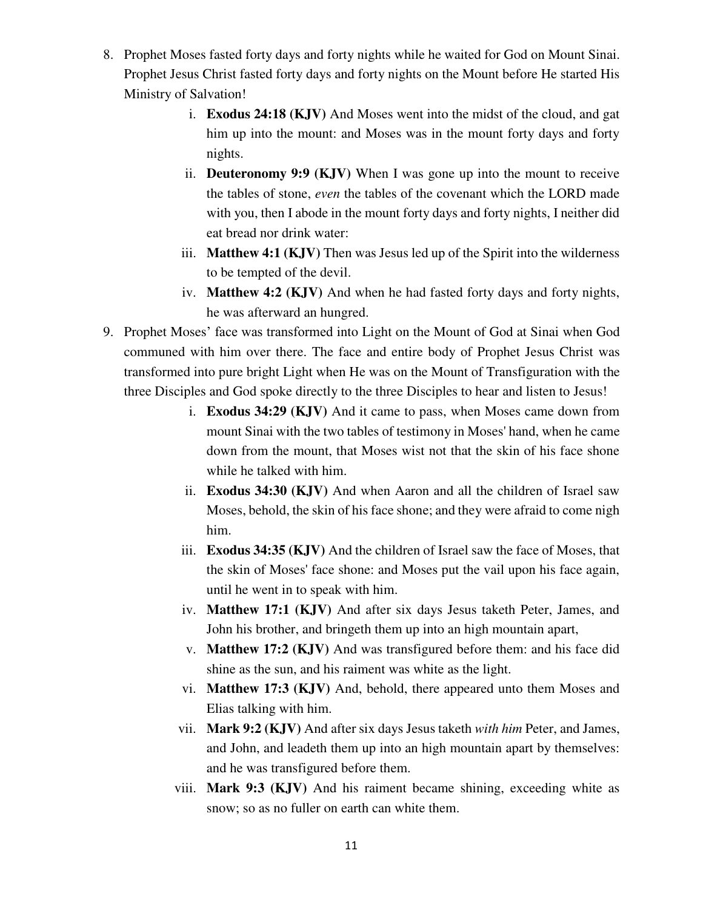8. Prophet Moses fasted forty days and forty nights while he waited for God on Mount Sinai. Prophet Jesus Christ fasted forty days and forty nights on the Mount before He started His Ministry of Salvation!
    i. **Exodus 24:18 (KJV)** And Moses went into the midst of the cloud, and gat him up into the mount: and Moses was in the mount forty days and forty nights.
    ii. **Deuteronomy 9:9 (KJV)** When I was gone up into the mount to receive the tables of stone, *even* the tables of the covenant which the LORD made with you, then I abode in the mount forty days and forty nights, I neither did eat bread nor drink water:
    iii. **Matthew 4:1 (KJV)** Then was Jesus led up of the Spirit into the wilderness to be tempted of the devil.
    iv. **Matthew 4:2 (KJV)** And when he had fasted forty days and forty nights, he was afterward an hungred.
9. Prophet Moses' face was transformed into Light on the Mount of God at Sinai when God communed with him over there. The face and entire body of Prophet Jesus Christ was transformed into pure bright Light when He was on the Mount of Transfiguration with the three Disciples and God spoke directly to the three Disciples to hear and listen to Jesus!
    i. **Exodus 34:29 (KJV)** And it came to pass, when Moses came down from mount Sinai with the two tables of testimony in Moses' hand, when he came down from the mount, that Moses wist not that the skin of his face shone while he talked with him.
    ii. **Exodus 34:30 (KJV)** And when Aaron and all the children of Israel saw Moses, behold, the skin of his face shone; and they were afraid to come nigh him.
    iii. **Exodus 34:35 (KJV)** And the children of Israel saw the face of Moses, that the skin of Moses' face shone: and Moses put the vail upon his face again, until he went in to speak with him.
    iv. **Matthew 17:1 (KJV)** And after six days Jesus taketh Peter, James, and John his brother, and bringeth them up into an high mountain apart,
    v. **Matthew 17:2 (KJV)** And was transfigured before them: and his face did shine as the sun, and his raiment was white as the light.
    vi. **Matthew 17:3 (KJV)** And, behold, there appeared unto them Moses and Elias talking with him.
    vii. **Mark 9:2 (KJV)** And after six days Jesus taketh *with him* Peter, and James, and John, and leadeth them up into an high mountain apart by themselves: and he was transfigured before them.
    viii. **Mark 9:3 (KJV)** And his raiment became shining, exceeding white as snow; so as no fuller on earth can white them.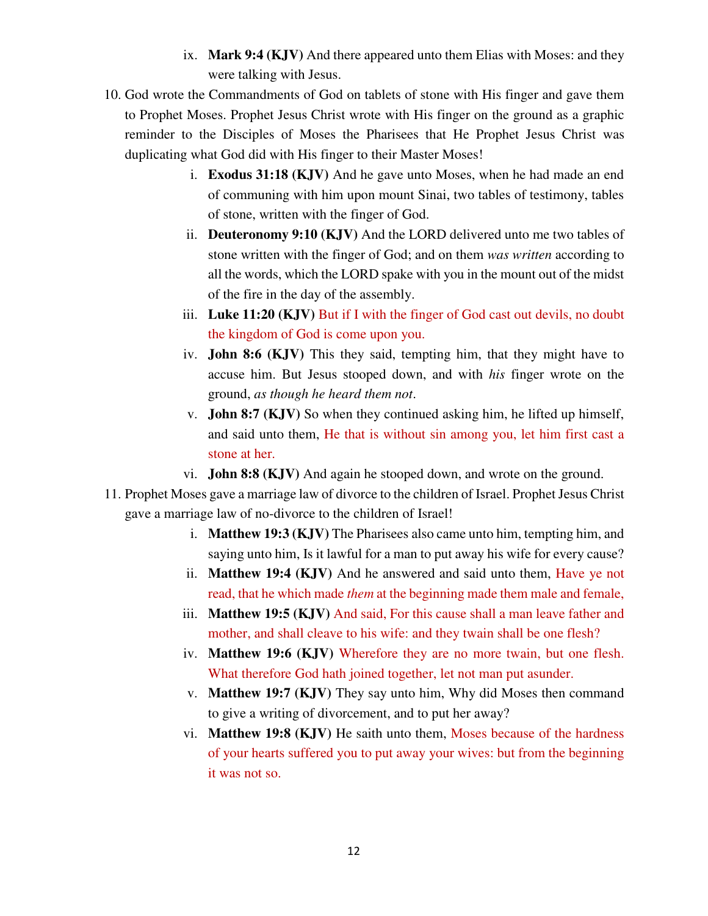ix. **Mark 9:4 (KJV)** And there appeared unto them Elias with Moses: and they were talking with Jesus.

10. God wrote the Commandments of God on tablets of stone with His finger and gave them to Prophet Moses. Prophet Jesus Christ wrote with His finger on the ground as a graphic reminder to the Disciples of Moses the Pharisees that He Prophet Jesus Christ was duplicating what God did with His finger to their Master Moses!

    i. **Exodus 31:18 (KJV)** And he gave unto Moses, when he had made an end of communing with him upon mount Sinai, two tables of testimony, tables of stone, written with the finger of God.

    ii. **Deuteronomy 9:10 (KJV)** And the LORD delivered unto me two tables of stone written with the finger of God; and on them *was written* according to all the words, which the LORD spake with you in the mount out of the midst of the fire in the day of the assembly.

    iii. **Luke 11:20 (KJV)** But if I with the finger of God cast out devils, no doubt the kingdom of God is come upon you.

    iv. **John 8:6 (KJV)** This they said, tempting him, that they might have to accuse him. But Jesus stooped down, and with *his* finger wrote on the ground, *as though he heard them not*.

    v. **John 8:7 (KJV)** So when they continued asking him, he lifted up himself, and said unto them, He that is without sin among you, let him first cast a stone at her.

    vi. **John 8:8 (KJV)** And again he stooped down, and wrote on the ground.

11. Prophet Moses gave a marriage law of divorce to the children of Israel. Prophet Jesus Christ gave a marriage law of no-divorce to the children of Israel!

    i. **Matthew 19:3 (KJV)** The Pharisees also came unto him, tempting him, and saying unto him, Is it lawful for a man to put away his wife for every cause?

    ii. **Matthew 19:4 (KJV)** And he answered and said unto them, Have ye not read, that he which made *them* at the beginning made them male and female,

    iii. **Matthew 19:5 (KJV)** And said, For this cause shall a man leave father and mother, and shall cleave to his wife: and they twain shall be one flesh?

    iv. **Matthew 19:6 (KJV)** Wherefore they are no more twain, but one flesh. What therefore God hath joined together, let not man put asunder.

    v. **Matthew 19:7 (KJV)** They say unto him, Why did Moses then command to give a writing of divorcement, and to put her away?

    vi. **Matthew 19:8 (KJV)** He saith unto them, Moses because of the hardness of your hearts suffered you to put away your wives: but from the beginning it was not so.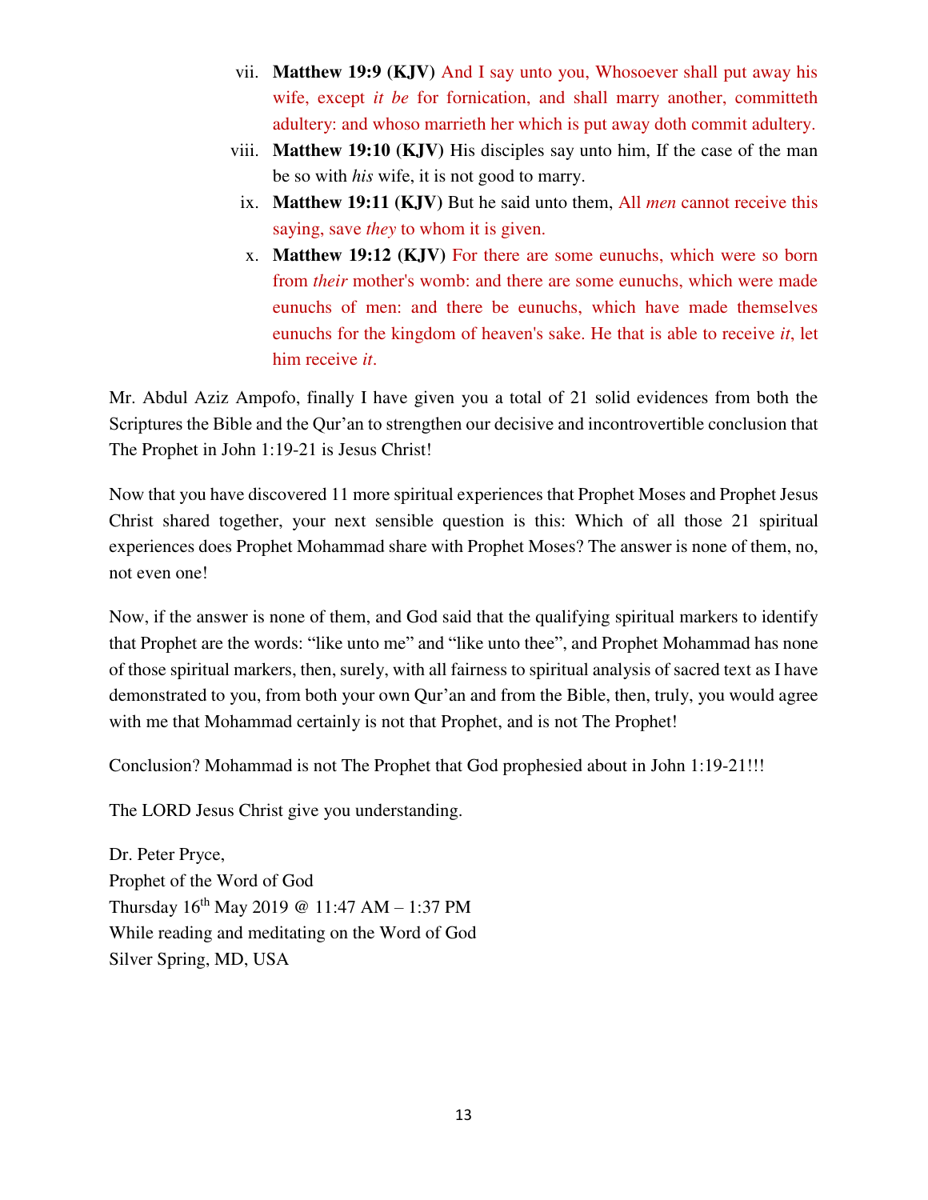vii. **Matthew 19:9 (KJV)** And I say unto you, Whosoever shall put away his wife, except *it be* for fornication, and shall marry another, committeth adultery: and whoso marrieth her which is put away doth commit adultery.

viii. **Matthew 19:10 (KJV)** His disciples say unto him, If the case of the man be so with *his* wife, it is not good to marry.

ix. **Matthew 19:11 (KJV)** But he said unto them, All *men* cannot receive this saying, save *they* to whom it is given.

x. **Matthew 19:12 (KJV)** For there are some eunuchs, which were so born from *their* mother's womb: and there are some eunuchs, which were made eunuchs of men: and there be eunuchs, which have made themselves eunuchs for the kingdom of heaven's sake. He that is able to receive *it*, let him receive *it*.

Mr. Abdul Aziz Ampofo, finally I have given you a total of 21 solid evidences from both the Scriptures the Bible and the Qur'an to strengthen our decisive and incontrovertible conclusion that The Prophet in John 1:19-21 is Jesus Christ!

Now that you have discovered 11 more spiritual experiences that Prophet Moses and Prophet Jesus Christ shared together, your next sensible question is this: Which of all those 21 spiritual experiences does Prophet Mohammad share with Prophet Moses? The answer is none of them, no, not even one!

Now, if the answer is none of them, and God said that the qualifying spiritual markers to identify that Prophet are the words: "like unto me" and "like unto thee", and Prophet Mohammad has none of those spiritual markers, then, surely, with all fairness to spiritual analysis of sacred text as I have demonstrated to you, from both your own Qur'an and from the Bible, then, truly, you would agree with me that Mohammad certainly is not that Prophet, and is not The Prophet!

Conclusion? Mohammad is not The Prophet that God prophesied about in John 1:19-21!!!

The LORD Jesus Christ give you understanding.

Dr. Peter Pryce,
Prophet of the Word of God
Thursday 16th May 2019 @ 11:47 AM – 1:37 PM
While reading and meditating on the Word of God
Silver Spring, MD, USA